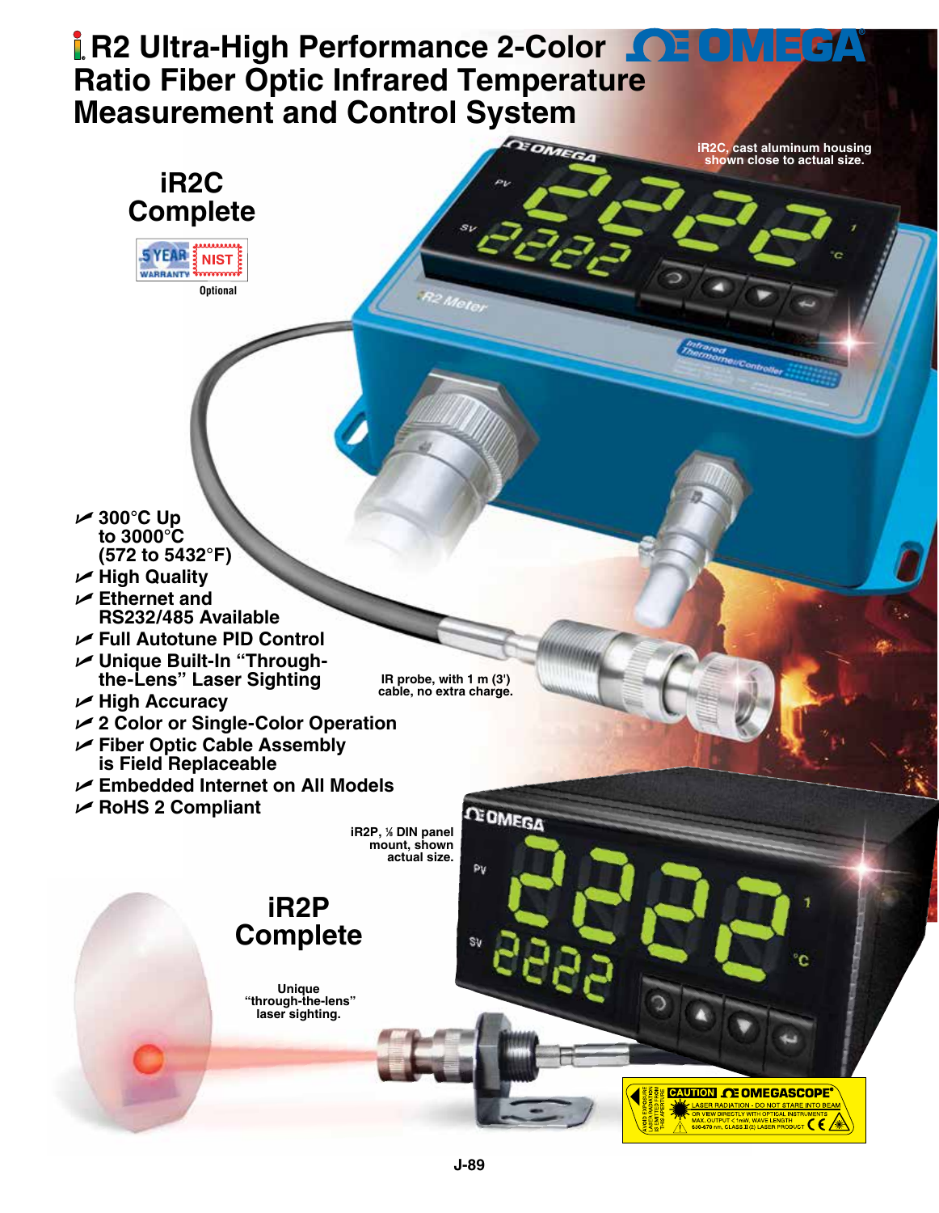# iR2 Ultra-High Performance 2-Color Ratio Fiber Optic Infrared Temperature Measurement and Control System

## iR2C Complete

5 YEAR WARRANTY | NIST Optional

iR2C, cast aluminum housing shown close to actual size.

- 300°C Up to 3000°C (572 to 5432°F)
- High Quality
- Ethernet and RS232/485 Available
- Full Autotune PID Control
- Unique Built-In "Through-the-Lens" Laser Sighting
- High Accuracy
- 2 Color or Single-Color Operation
- Fiber Optic Cable Assembly is Field Replaceable
- Embedded Internet on All Models
- RoHS 2 Compliant

IR probe, with 1 m (3') cable, no extra charge.

iR2P, ⅛ DIN panel mount, shown actual size.

## iR2P Complete

Unique "through-the-lens" laser sighting.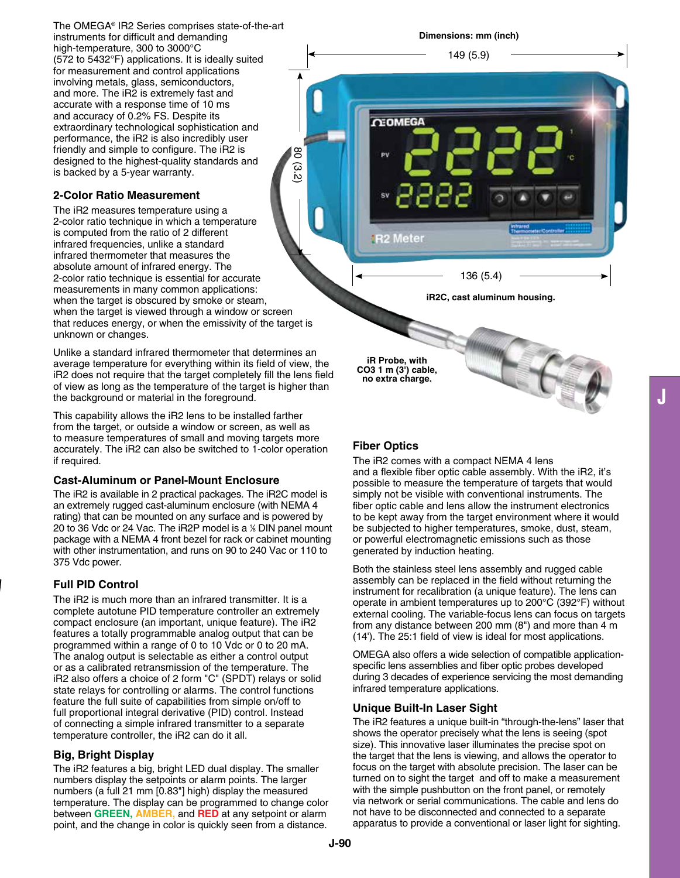The OMEGA® IR2 Series comprises state-of-the-art instruments for difficult and demanding high-temperature, 300 to 3000°C (572 to 5432°F) applications. It is ideally suited for measurement and control applications involving metals, glass, semiconductors, and more. The iR2 is extremely fast and accurate with a response time of 10 ms and accuracy of 0.2% FS. Despite its extraordinary technological sophistication and performance, the iR2 is also incredibly user friendly and simple to configure. The iR2 is designed to the highest-quality standards and is backed by a 5-year warranty.

Dimensions: mm (inch)

149 (5.9)

80 (3.2)

136 (5.4)

iR2C, cast aluminum housing.

iR Probe, with CO3 1 m (3') cable, no extra charge.

## 2-Color Ratio Measurement

The iR2 measures temperature using a 2-color ratio technique in which a temperature is computed from the ratio of 2 different infrared frequencies, unlike a standard infrared thermometer that measures the absolute amount of infrared energy. The 2-color ratio technique is essential for accurate measurements in many common applications: when the target is obscured by smoke or steam, when the target is viewed through a window or screen that reduces energy, or when the emissivity of the target is unknown or changes.

Unlike a standard infrared thermometer that determines an average temperature for everything within its field of view, the iR2 does not require that the target completely fill the lens field of view as long as the temperature of the target is higher than the background or material in the foreground.

This capability allows the iR2 lens to be installed farther from the target, or outside a window or screen, as well as to measure temperatures of small and moving targets more accurately. The iR2 can also be switched to 1-color operation if required.

## Cast-Aluminum or Panel-Mount Enclosure

The iR2 is available in 2 practical packages. The iR2C model is an extremely rugged cast-aluminum enclosure (with NEMA 4 rating) that can be mounted on any surface and is powered by 20 to 36 Vdc or 24 Vac. The iR2P model is a ⅛ DIN panel mount package with a NEMA 4 front bezel for rack or cabinet mounting with other instrumentation, and runs on 90 to 240 Vac or 110 to 375 Vdc power.

## Full PID Control

The iR2 is much more than an infrared transmitter. It is a complete autotune PID temperature controller an extremely compact enclosure (an important, unique feature). The iR2 features a totally programmable analog output that can be programmed within a range of 0 to 10 Vdc or 0 to 20 mA. The analog output is selectable as either a control output or as a calibrated retransmission of the temperature. The iR2 also offers a choice of 2 form "C" (SPDT) relays or solid state relays for controlling or alarms. The control functions feature the full suite of capabilities from simple on/off to full proportional integral derivative (PID) control. Instead of connecting a simple infrared transmitter to a separate temperature controller, the iR2 can do it all.

## Big, Bright Display

The iR2 features a big, bright LED dual display. The smaller numbers display the setpoints or alarm points. The larger numbers (a full 21 mm [0.83"] high) display the measured temperature. The display can be programmed to change color between **GREEN, AMBER,** and **RED** at any setpoint or alarm point, and the change in color is quickly seen from a distance.

## Fiber Optics

The iR2 comes with a compact NEMA 4 lens and a flexible fiber optic cable assembly. With the iR2, it's possible to measure the temperature of targets that would simply not be visible with conventional instruments. The fiber optic cable and lens allow the instrument electronics to be kept away from the target environment where it would be subjected to higher temperatures, smoke, dust, steam, or powerful electromagnetic emissions such as those generated by induction heating.

Both the stainless steel lens assembly and rugged cable assembly can be replaced in the field without returning the instrument for recalibration (a unique feature). The lens can operate in ambient temperatures up to 200°C (392°F) without external cooling. The variable-focus lens can focus on targets from any distance between 200 mm (8") and more than 4 m (14'). The 25:1 field of view is ideal for most applications.

OMEGA also offers a wide selection of compatible application-specific lens assemblies and fiber optic probes developed during 3 decades of experience servicing the most demanding infrared temperature applications.

## Unique Built-In Laser Sight

The iR2 features a unique built-in "through-the-lens" laser that shows the operator precisely what the lens is seeing (spot size). This innovative laser illuminates the precise spot on the target that the lens is viewing, and allows the operator to focus on the target with absolute precision. The laser can be turned on to sight the target and off to make a measurement with the simple pushbutton on the front panel, or remotely via network or serial communications. The cable and lens do not have to be disconnected and connected to a separate apparatus to provide a conventional or laser light for sighting.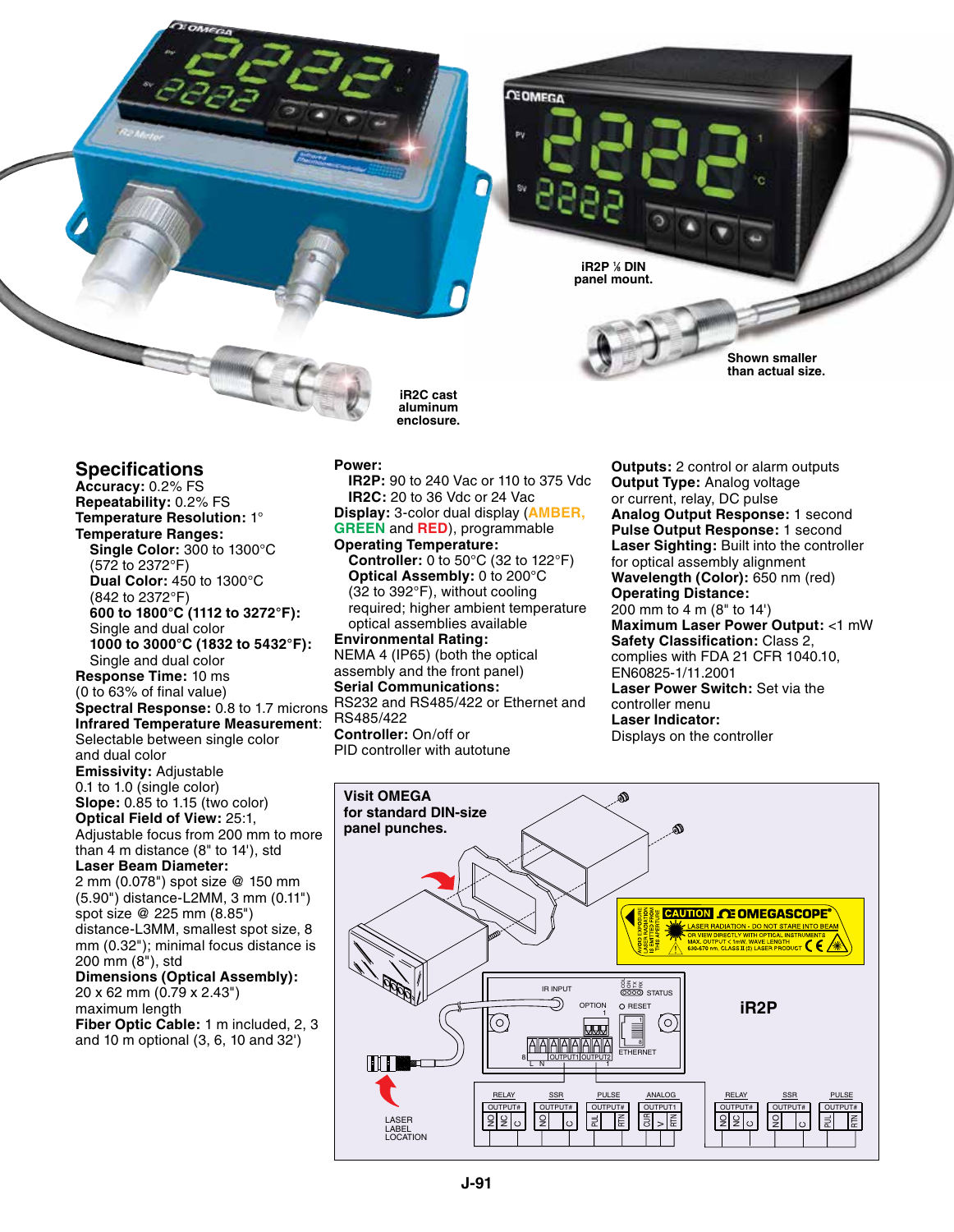iR2P ⅛ DIN panel mount.

Shown smaller than actual size.

iR2C cast aluminum enclosure.

## Specifications

**Accuracy:** 0.2% FS
**Repeatability:** 0.2% FS
**Temperature Resolution:** 1°
**Temperature Ranges:**
- **Single Color:** 300 to 1300°C (572 to 2372°F)
- **Dual Color:** 450 to 1300°C (842 to 2372°F)
- **600 to 1800°C (1112 to 3272°F):** Single and dual color
- **1000 to 3000°C (1832 to 5432°F):** Single and dual color

**Response Time:** 10 ms (0 to 63% of final value)
**Spectral Response:** 0.8 to 1.7 microns
**Infrared Temperature Measurement**: Selectable between single color and dual color
**Emissivity:** Adjustable 0.1 to 1.0 (single color)
**Slope:** 0.85 to 1.15 (two color)
**Optical Field of View:** 25:1, Adjustable focus from 200 mm to more than 4 m distance (8" to 14'), std
**Laser Beam Diameter:** 2 mm (0.078") spot size @ 150 mm (5.90") distance-L2MM, 3 mm (0.11") spot size @ 225 mm (8.85") distance-L3MM, smallest spot size, 8 mm (0.32"); minimal focus distance is 200 mm (8"), std
**Dimensions (Optical Assembly):** 20 x 62 mm (0.79 x 2.43") maximum length
**Fiber Optic Cable:** 1 m included, 2, 3 and 10 m optional (3, 6, 10 and 32')

**Power:**
- **iR2P:** 90 to 240 Vac or 110 to 375 Vdc
- **iR2C:** 20 to 36 Vdc or 24 Vac

**Display:** 3-color dual display (AMBER, GREEN and RED), programmable
**Operating Temperature:**
- **Controller:** 0 to 50°C (32 to 122°F)
- **Optical Assembly:** 0 to 200°C (32 to 392°F), without cooling required; higher ambient temperature optical assemblies available

**Environmental Rating:** NEMA 4 (IP65) (both the optical assembly and the front panel)
**Serial Communications:** RS232 and RS485/422 or Ethernet and RS485/422
**Controller:** On/off or PID controller with autotune

**Outputs:** 2 control or alarm outputs
**Output Type:** Analog voltage or current, relay, DC pulse
**Analog Output Response:** 1 second
**Pulse Output Response:** 1 second
**Laser Sighting:** Built into the controller for optical assembly alignment
**Wavelength (Color):** 650 nm (red)
**Operating Distance:** 200 mm to 4 m (8" to 14')
**Maximum Laser Power Output:** <1 mW
**Safety Classification:** Class 2, complies with FDA 21 CFR 1040.10, EN60825-1/11.2001
**Laser Power Switch:** Set via the controller menu
**Laser Indicator:** Displays on the controller

**Visit OMEGA for standard DIN-size panel punches.**

CAUTION OMEGASCOPE® LASER RADIATION - DO NOT STARE INTO BEAM OR VIEW DIRECTLY WITH OPTICAL INSTRUMENTS MAX. OUTPUT < 1mW. WAVE LENGTH 630-670 nm. CLASS II (2) LASER PRODUCT

**iR2P**

IR INPUT, OPTION, STATUS, RESET, ETHERNET, OUTPUT1, OUTPUT2, L N

LASER LABEL LOCATION

RELAY OUTPUT# (NO, NC, C) — SSR OUTPUT# (NO, C) — PULSE OUTPUT# (PUL, RTN) — ANALOG OUTPUT1 (CUR, V, RTN) — RELAY OUTPUT# (NO, NC, C) — SSR OUTPUT# (NO, C) — PULSE OUTPUT# (PUL, RTN)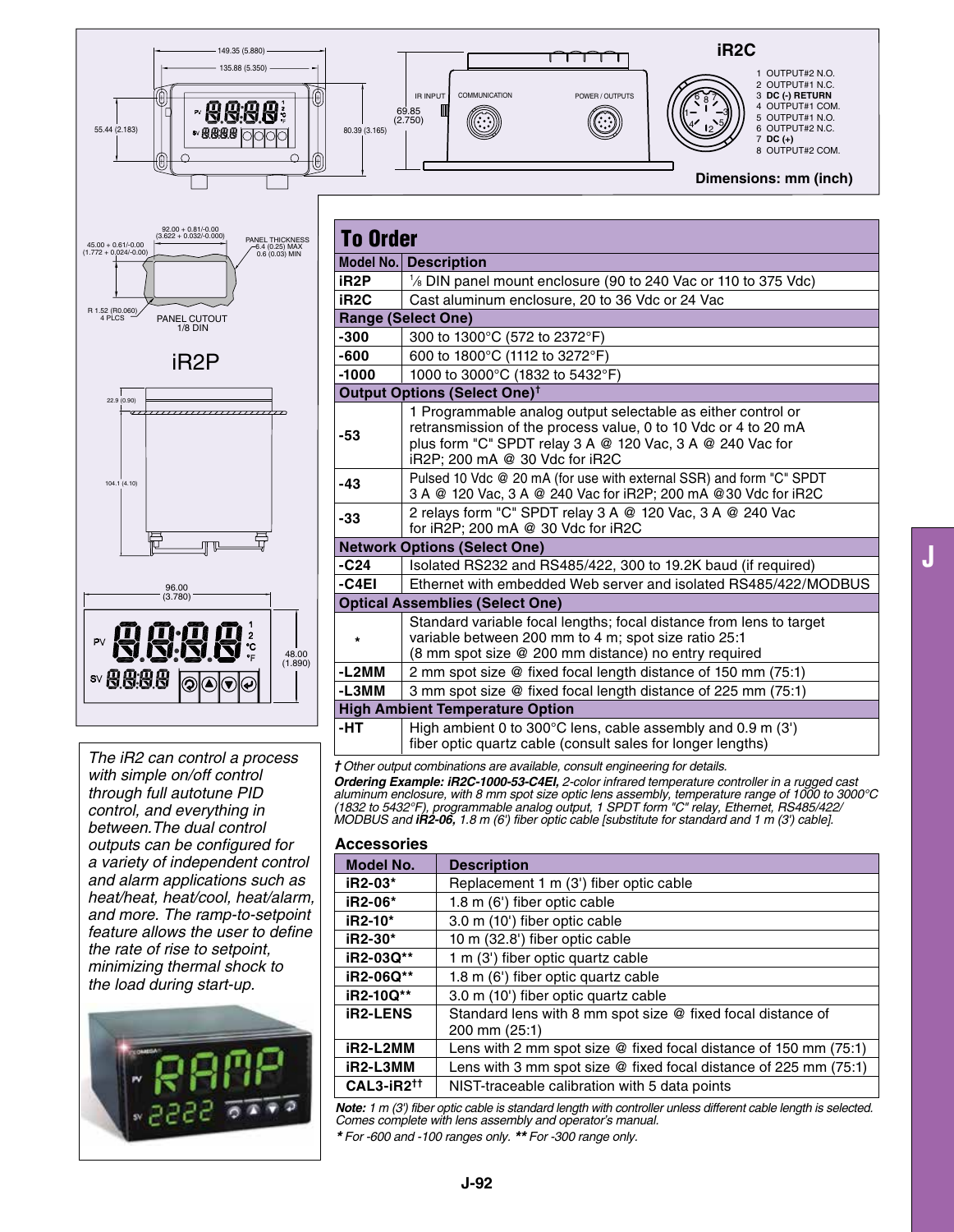iR2C

1 OUTPUT#2 N.O.
2 OUTPUT#1 N.C.
3 DC (-) RETURN
4 OUTPUT#1 COM.
5 OUTPUT#1 N.O.
6 OUTPUT#2 N.C.
7 DC (+)
8 OUTPUT#2 COM.

Dimensions: mm (inch)

149.35 (5.880)
135.88 (5.350)
55.44 (2.183)
80.39 (3.165)
69.85 (2.750)
IR INPUT
COMMUNICATION
POWER / OUTPUTS

92.00 + 0.81/-0.00 (3.622 + 0.032/-0.000)
45.00 + 0.61/-0.00 (1.772 + 0.024/-0.00)
PANEL THICKNESS 6.4 (0.25) MAX 0.6 (0.03) MIN
R 1.52 (R0.060) 4 PLCS
PANEL CUTOUT 1/8 DIN

iR2P

22.9 (0.90)
104.1 (4.10)
96.00 (3.780)
48.00 (1.890)

## To Order

| Model No. | Description |
|---|---|
| **iR2P** | ⅛ DIN panel mount enclosure (90 to 240 Vac or 110 to 375 Vdc) |
| **iR2C** | Cast aluminum enclosure, 20 to 36 Vdc or 24 Vac |
| **Range (Select One)** | |
| **-300** | 300 to 1300°C (572 to 2372°F) |
| **-600** | 600 to 1800°C (1112 to 3272°F) |
| **-1000** | 1000 to 3000°C (1832 to 5432°F) |
| **Output Options (Select One)†** | |
| **-53** | 1 Programmable analog output selectable as either control or retransmission of the process value, 0 to 10 Vdc or 4 to 20 mA plus form "C" SPDT relay 3 A @ 120 Vac, 3 A @ 240 Vac for iR2P; 200 mA @ 30 Vdc for iR2C |
| **-43** | Pulsed 10 Vdc @ 20 mA (for use with external SSR) and form "C" SPDT 3 A @ 120 Vac, 3 A @ 240 Vac for iR2P; 200 mA @30 Vdc for iR2C |
| **-33** | 2 relays form "C" SPDT relay 3 A @ 120 Vac, 3 A @ 240 Vac for iR2P; 200 mA @ 30 Vdc for iR2C |
| **Network Options (Select One)** | |
| **-C24** | Isolated RS232 and RS485/422, 300 to 19.2K baud (if required) |
| **-C4EI** | Ethernet with embedded Web server and isolated RS485/422/MODBUS |
| **Optical Assemblies (Select One)** | |
| * | Standard variable focal lengths; focal distance from lens to target variable between 200 mm to 4 m; spot size ratio 25:1 (8 mm spot size @ 200 mm distance) no entry required |
| **-L2MM** | 2 mm spot size @ fixed focal length distance of 150 mm (75:1) |
| **-L3MM** | 3 mm spot size @ fixed focal length distance of 225 mm (75:1) |
| **High Ambient Temperature Option** | |
| **-HT** | High ambient 0 to 300°C lens, cable assembly and 0.9 m (3') fiber optic quartz cable (consult sales for longer lengths) |

*† Other output combinations are available, consult engineering for details.*

***Ordering Example: iR2C-1000-53-C4EI,*** *2-color infrared temperature controller in a rugged cast aluminum enclosure, with 8 mm spot size optic lens assembly, temperature range of 1000 to 3000°C (1832 to 5432°F), programmable analog output, 1 SPDT form "C" relay, Ethernet, RS485/422/ MODBUS and* ***iR2-06,*** *1.8 m (6') fiber optic cable [substitute for standard and 1 m (3') cable].*

*The iR2 can control a process with simple on/off control through full autotune PID control, and everything in between.The dual control outputs can be configured for a variety of independent control and alarm applications such as heat/heat, heat/cool, heat/alarm, and more. The ramp-to-setpoint feature allows the user to define the rate of rise to setpoint, minimizing thermal shock to the load during start-up.*

### Accessories

| Model No. | Description |
|---|---|
| **iR2-03*** | Replacement 1 m (3') fiber optic cable |
| **iR2-06*** | 1.8 m (6') fiber optic cable |
| **iR2-10*** | 3.0 m (10') fiber optic cable |
| **iR2-30*** | 10 m (32.8') fiber optic cable |
| **iR2-03Q**** | 1 m (3') fiber optic quartz cable |
| **iR2-06Q**** | 1.8 m (6') fiber optic quartz cable |
| **iR2-10Q**** | 3.0 m (10') fiber optic quartz cable |
| **iR2-LENS** | Standard lens with 8 mm spot size @ fixed focal distance of 200 mm (25:1) |
| **iR2-L2MM** | Lens with 2 mm spot size @ fixed focal distance of 150 mm (75:1) |
| **iR2-L3MM** | Lens with 3 mm spot size @ fixed focal distance of 225 mm (75:1) |
| **CAL3-iR2††** | NIST-traceable calibration with 5 data points |

***Note:*** *1 m (3') fiber optic cable is standard length with controller unless different cable length is selected. Comes complete with lens assembly and operator's manual.*

*** For -600 and -100 ranges only.* **** For -300 range only.*